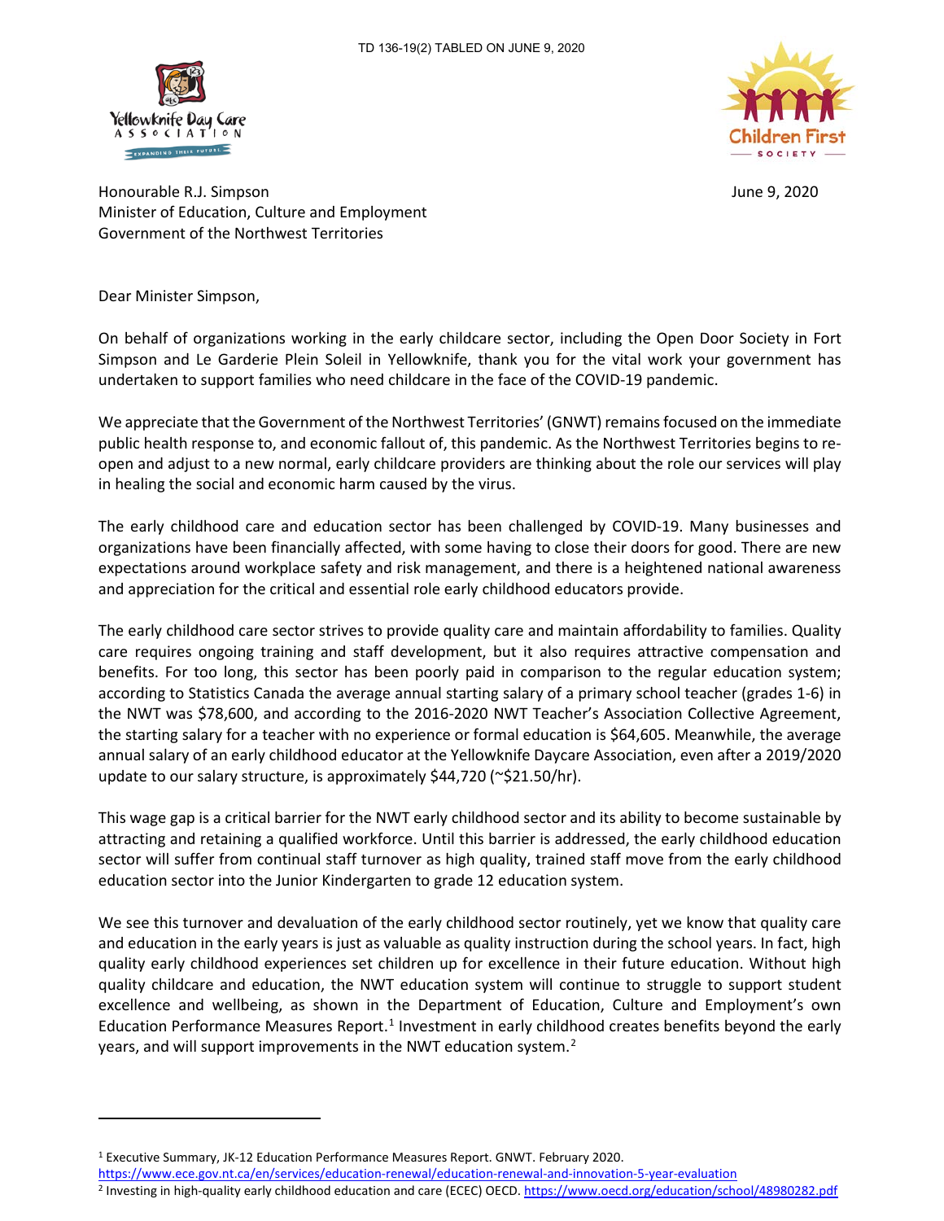TD 136-19(2) TABLED ON JUNE 9, 2020

Honourable R.J. Simpson  
Minister of Education, Culture and Employment  
Government of the Northwest Territories

June 9, 2020

Dear Minister Simpson,

On behalf of organizations working in the early childcare sector, including the Open Door Society in Fort Simpson and Le Garderie Plein Soleil in Yellowknife, thank you for the vital work your government has undertaken to support families who need childcare in the face of the COVID-19 pandemic.

We appreciate that the Government of the Northwest Territories' (GNWT) remains focused on the immediate public health response to, and economic fallout of, this pandemic. As the Northwest Territories begins to re-open and adjust to a new normal, early childcare providers are thinking about the role our services will play in healing the social and economic harm caused by the virus.

The early childhood care and education sector has been challenged by COVID-19. Many businesses and organizations have been financially affected, with some having to close their doors for good. There are new expectations around workplace safety and risk management, and there is a heightened national awareness and appreciation for the critical and essential role early childhood educators provide.

The early childhood care sector strives to provide quality care and maintain affordability to families. Quality care requires ongoing training and staff development, but it also requires attractive compensation and benefits. For too long, this sector has been poorly paid in comparison to the regular education system; according to Statistics Canada the average annual starting salary of a primary school teacher (grades 1-6) in the NWT was $78,600, and according to the 2016-2020 NWT Teacher's Association Collective Agreement, the starting salary for a teacher with no experience or formal education is $64,605. Meanwhile, the average annual salary of an early childhood educator at the Yellowknife Daycare Association, even after a 2019/2020 update to our salary structure, is approximately $44,720 (~$21.50/hr).

This wage gap is a critical barrier for the NWT early childhood sector and its ability to become sustainable by attracting and retaining a qualified workforce. Until this barrier is addressed, the early childhood education sector will suffer from continual staff turnover as high quality, trained staff move from the early childhood education sector into the Junior Kindergarten to grade 12 education system.

We see this turnover and devaluation of the early childhood sector routinely, yet we know that quality care and education in the early years is just as valuable as quality instruction during the school years. In fact, high quality early childhood experiences set children up for excellence in their future education. Without high quality childcare and education, the NWT education system will continue to struggle to support student excellence and wellbeing, as shown in the Department of Education, Culture and Employment's own Education Performance Measures Report.[1] Investment in early childhood creates benefits beyond the early years, and will support improvements in the NWT education system.[2]

---

[1] Executive Summary, JK-12 Education Performance Measures Report. GNWT. February 2020. https://www.ece.gov.nt.ca/en/services/education-renewal/education-renewal-and-innovation-5-year-evaluation

[2] Investing in high-quality early childhood education and care (ECEC) OECD. https://www.oecd.org/education/school/48980282.pdf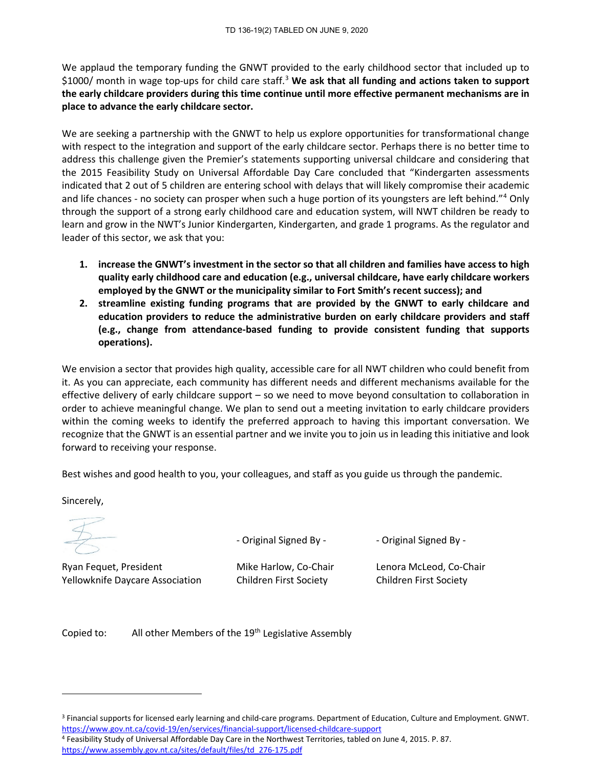We applaud the temporary funding the GNWT provided to the early childhood sector that included up to $1000/ month in wage top-ups for child care staff.[3] **We ask that all funding and actions taken to support the early childcare providers during this time continue until more effective permanent mechanisms are in place to advance the early childcare sector.**

We are seeking a partnership with the GNWT to help us explore opportunities for transformational change with respect to the integration and support of the early childcare sector. Perhaps there is no better time to address this challenge given the Premier's statements supporting universal childcare and considering that the 2015 Feasibility Study on Universal Affordable Day Care concluded that "Kindergarten assessments indicated that 2 out of 5 children are entering school with delays that will likely compromise their academic and life chances - no society can prosper when such a huge portion of its youngsters are left behind."[4] Only through the support of a strong early childhood care and education system, will NWT children be ready to learn and grow in the NWT's Junior Kindergarten, Kindergarten, and grade 1 programs. As the regulator and leader of this sector, we ask that you:

1. **increase the GNWT's investment in the sector so that all children and families have access to high quality early childhood care and education (e.g., universal childcare, have early childcare workers employed by the GNWT or the municipality similar to Fort Smith's recent success); and**
2. **streamline existing funding programs that are provided by the GNWT to early childcare and education providers to reduce the administrative burden on early childcare providers and staff (e.g., change from attendance-based funding to provide consistent funding that supports operations).**

We envision a sector that provides high quality, accessible care for all NWT children who could benefit from it. As you can appreciate, each community has different needs and different mechanisms available for the effective delivery of early childcare support – so we need to move beyond consultation to collaboration in order to achieve meaningful change. We plan to send out a meeting invitation to early childcare providers within the coming weeks to identify the preferred approach to having this important conversation. We recognize that the GNWT is an essential partner and we invite you to join us in leading this initiative and look forward to receiving your response.

Best wishes and good health to you, your colleagues, and staff as you guide us through the pandemic.

Sincerely,

| | | |
|---|---|---|
| | - Original Signed By - | - Original Signed By - |
| Ryan Fequet, President<br>Yellowknife Daycare Association | Mike Harlow, Co-Chair<br>Children First Society | Lenora McLeod, Co-Chair<br>Children First Society |

Copied to: All other Members of the 19th Legislative Assembly

---

[3] Financial supports for licensed early learning and child-care programs. Department of Education, Culture and Employment. GNWT. https://www.gov.nt.ca/covid-19/en/services/financial-support/licensed-childcare-support

[4] Feasibility Study of Universal Affordable Day Care in the Northwest Territories, tabled on June 4, 2015. P. 87. https://www.assembly.gov.nt.ca/sites/default/files/td_276-175.pdf